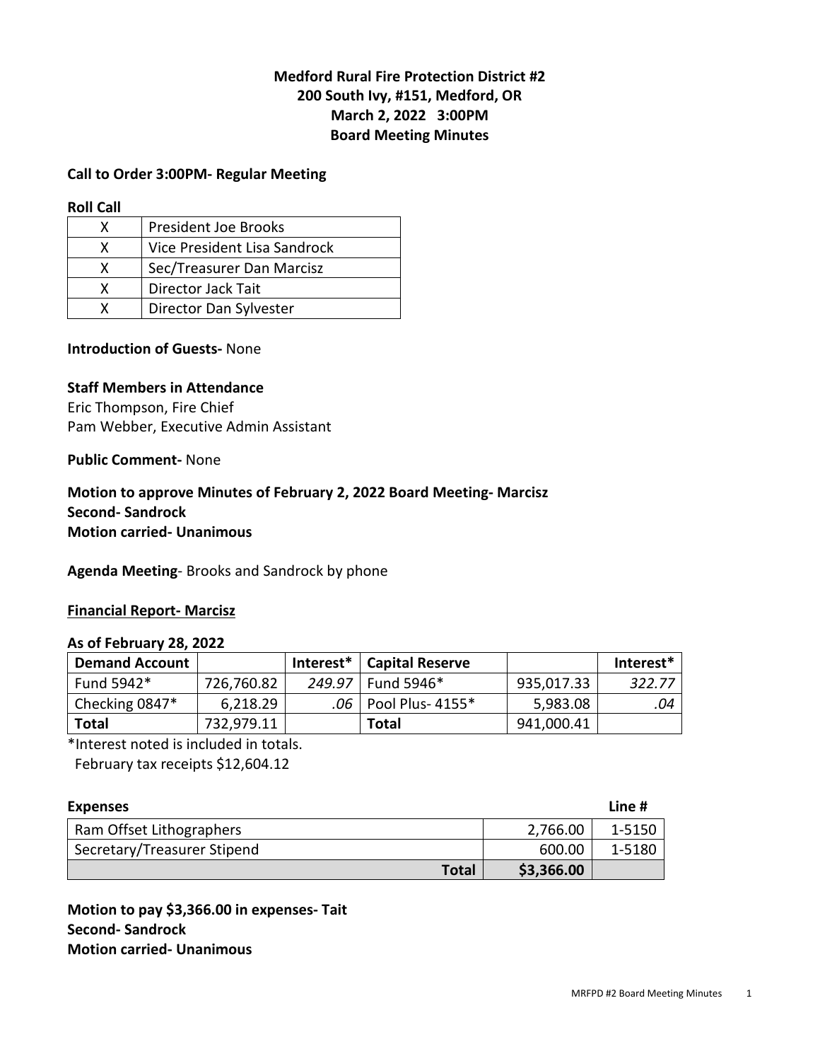**Medford Rural Fire Protection District #2**
**200 South Ivy, #151, Medford, OR**
**March 2, 2022 3:00PM**
**Board Meeting Minutes**

**Call to Order 3:00PM- Regular Meeting**

**Roll Call**

| | |
|---|---|
| X | President Joe Brooks |
| X | Vice President Lisa Sandrock |
| X | Sec/Treasurer Dan Marcisz |
| X | Director Jack Tait |
| X | Director Dan Sylvester |

**Introduction of Guests-** None

**Staff Members in Attendance**
Eric Thompson, Fire Chief
Pam Webber, Executive Admin Assistant

**Public Comment-** None

**Motion to approve Minutes of February 2, 2022 Board Meeting- Marcisz**
**Second- Sandrock**
**Motion carried- Unanimous**

**Agenda Meeting**- Brooks and Sandrock by phone

**Financial Report- Marcisz**

**As of February 28, 2022**

| **Demand Account** | | **Interest*** | **Capital Reserve** | | **Interest*** |
|---|---|---|---|---|---|
| Fund 5942* | 726,760.82 | *249.97* | Fund 5946* | 935,017.33 | *322.77* |
| Checking 0847* | 6,218.29 | *.06* | Pool Plus- 4155* | 5,983.08 | *.04* |
| **Total** | 732,979.11 | | **Total** | 941,000.41 | |

*Interest noted is included in totals.
February tax receipts $12,604.12

**Expenses** **Line #**

| | | |
|---|---|---|
| Ram Offset Lithographers | 2,766.00 | 1-5150 |
| Secretary/Treasurer Stipend | 600.00 | 1-5180 |
| **Total** | **$3,366.00** | |

**Motion to pay $3,366.00 in expenses- Tait**
**Second- Sandrock**
**Motion carried- Unanimous**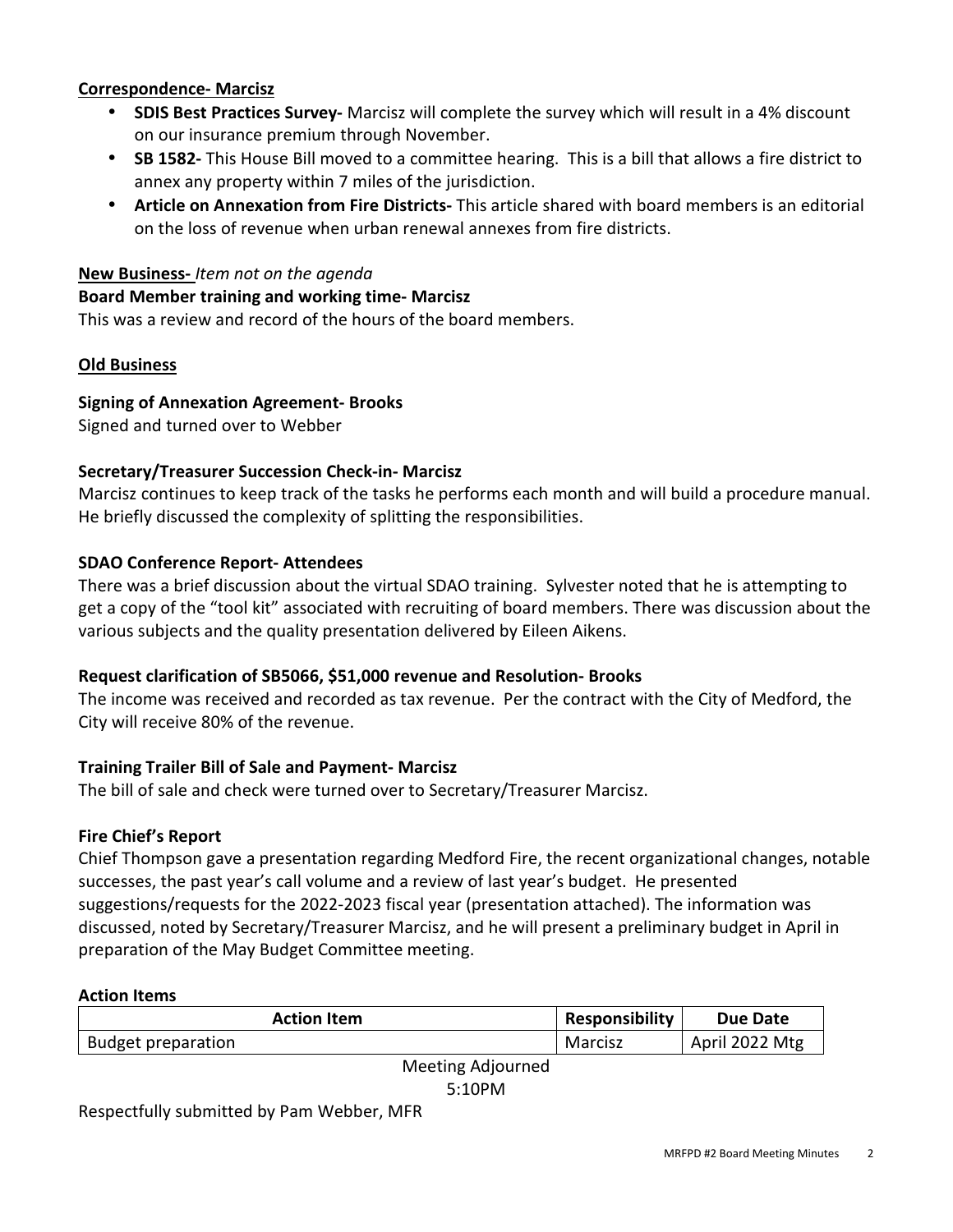**Correspondence- Marcisz**

- **SDIS Best Practices Survey-** Marcisz will complete the survey which will result in a 4% discount on our insurance premium through November.
- **SB 1582-** This House Bill moved to a committee hearing. This is a bill that allows a fire district to annex any property within 7 miles of the jurisdiction.
- **Article on Annexation from Fire Districts-** This article shared with board members is an editorial on the loss of revenue when urban renewal annexes from fire districts.

**New Business-** *Item not on the agenda*

**Board Member training and working time- Marcisz**

This was a review and record of the hours of the board members.

**Old Business**

**Signing of Annexation Agreement- Brooks**

Signed and turned over to Webber

**Secretary/Treasurer Succession Check-in- Marcisz**

Marcisz continues to keep track of the tasks he performs each month and will build a procedure manual. He briefly discussed the complexity of splitting the responsibilities.

**SDAO Conference Report- Attendees**

There was a brief discussion about the virtual SDAO training. Sylvester noted that he is attempting to get a copy of the "tool kit" associated with recruiting of board members. There was discussion about the various subjects and the quality presentation delivered by Eileen Aikens.

**Request clarification of SB5066, $51,000 revenue and Resolution- Brooks**

The income was received and recorded as tax revenue. Per the contract with the City of Medford, the City will receive 80% of the revenue.

**Training Trailer Bill of Sale and Payment- Marcisz**

The bill of sale and check were turned over to Secretary/Treasurer Marcisz.

**Fire Chief's Report**

Chief Thompson gave a presentation regarding Medford Fire, the recent organizational changes, notable successes, the past year's call volume and a review of last year's budget. He presented suggestions/requests for the 2022-2023 fiscal year (presentation attached). The information was discussed, noted by Secretary/Treasurer Marcisz, and he will present a preliminary budget in April in preparation of the May Budget Committee meeting.

**Action Items**

| Action Item | Responsibility | Due Date |
|---|---|---|
| Budget preparation | Marcisz | April 2022 Mtg |

Meeting Adjourned

5:10PM

Respectfully submitted by Pam Webber, MFR